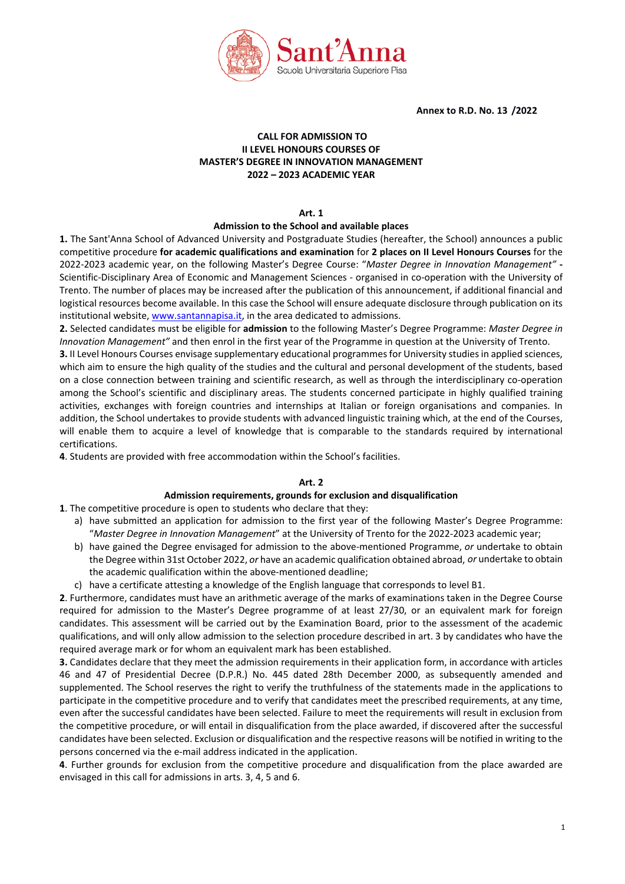Annex to R.D. No. 13 /2022

# CALL FOR ADMISSION TO II LEVEL HONOURS COURSES OF MASTER'S DEGREE IN INNOVATION MANAGEMENT 2022 – 2023 ACADEMIC YEAR

## Art. 1
## Admission to the School and available places

**1.** The Sant'Anna School of Advanced University and Postgraduate Studies (hereafter, the School) announces a public competitive procedure **for academic qualifications and examination** for **2 places on II Level Honours Courses** for the 2022-2023 academic year, on the following Master's Degree Course: "*Master Degree in Innovation Management" -* Scientific-Disciplinary Area of Economic and Management Sciences - organised in co-operation with the University of Trento. The number of places may be increased after the publication of this announcement, if additional financial and logistical resources become available. In this case the School will ensure adequate disclosure through publication on its institutional website, www.santannapisa.it, in the area dedicated to admissions.

**2.** Selected candidates must be eligible for **admission** to the following Master's Degree Programme: *Master Degree in Innovation Management"* and then enrol in the first year of the Programme in question at the University of Trento.

**3.** II Level Honours Courses envisage supplementary educational programmes for University studies in applied sciences, which aim to ensure the high quality of the studies and the cultural and personal development of the students, based on a close connection between training and scientific research, as well as through the interdisciplinary co-operation among the School's scientific and disciplinary areas. The students concerned participate in highly qualified training activities, exchanges with foreign countries and internships at Italian or foreign organisations and companies. In addition, the School undertakes to provide students with advanced linguistic training which, at the end of the Courses, will enable them to acquire a level of knowledge that is comparable to the standards required by international certifications.

**4**. Students are provided with free accommodation within the School's facilities.

## Art. 2
## Admission requirements, grounds for exclusion and disqualification

**1**. The competitive procedure is open to students who declare that they:

a) have submitted an application for admission to the first year of the following Master's Degree Programme: "*Master Degree in Innovation Management*" at the University of Trento for the 2022-2023 academic year;
b) have gained the Degree envisaged for admission to the above-mentioned Programme, *or* undertake to obtain the Degree within 31st October 2022, *or* have an academic qualification obtained abroad, *or* undertake to obtain the academic qualification within the above-mentioned deadline;
c) have a certificate attesting a knowledge of the English language that corresponds to level B1.

**2**. Furthermore, candidates must have an arithmetic average of the marks of examinations taken in the Degree Course required for admission to the Master's Degree programme of at least 27/30, or an equivalent mark for foreign candidates. This assessment will be carried out by the Examination Board, prior to the assessment of the academic qualifications, and will only allow admission to the selection procedure described in art. 3 by candidates who have the required average mark or for whom an equivalent mark has been established.

**3.** Candidates declare that they meet the admission requirements in their application form, in accordance with articles 46 and 47 of Presidential Decree (D.P.R.) No. 445 dated 28th December 2000, as subsequently amended and supplemented. The School reserves the right to verify the truthfulness of the statements made in the applications to participate in the competitive procedure and to verify that candidates meet the prescribed requirements, at any time, even after the successful candidates have been selected. Failure to meet the requirements will result in exclusion from the competitive procedure, or will entail in disqualification from the place awarded, if discovered after the successful candidates have been selected. Exclusion or disqualification and the respective reasons will be notified in writing to the persons concerned via the e-mail address indicated in the application.

**4**. Further grounds for exclusion from the competitive procedure and disqualification from the place awarded are envisaged in this call for admissions in arts. 3, 4, 5 and 6.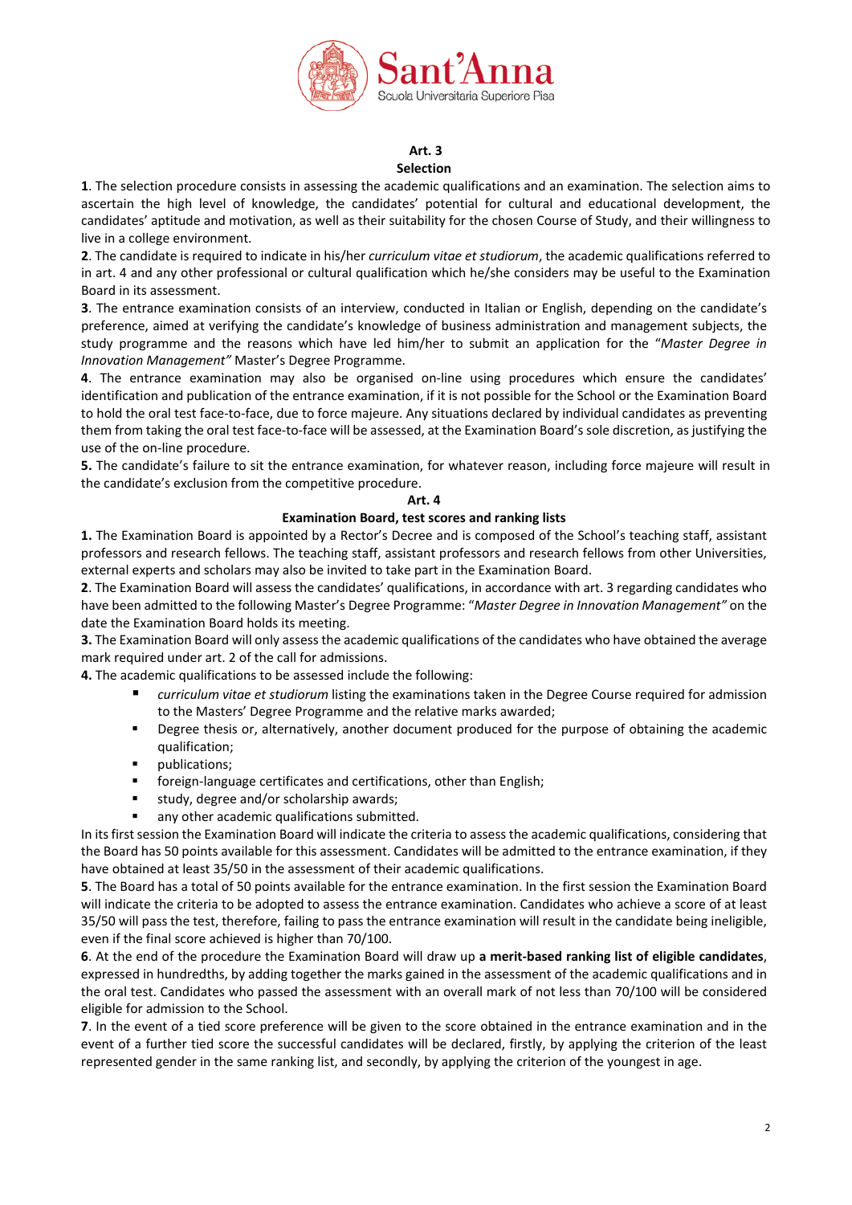## Art. 3
## Selection

**1**. The selection procedure consists in assessing the academic qualifications and an examination. The selection aims to ascertain the high level of knowledge, the candidates' potential for cultural and educational development, the candidates' aptitude and motivation, as well as their suitability for the chosen Course of Study, and their willingness to live in a college environment.

**2**. The candidate is required to indicate in his/her *curriculum vitae et studiorum*, the academic qualifications referred to in art. 4 and any other professional or cultural qualification which he/she considers may be useful to the Examination Board in its assessment.

**3**. The entrance examination consists of an interview, conducted in Italian or English, depending on the candidate's preference, aimed at verifying the candidate's knowledge of business administration and management subjects, the study programme and the reasons which have led him/her to submit an application for the "*Master Degree in Innovation Management"* Master's Degree Programme.

**4**. The entrance examination may also be organised on-line using procedures which ensure the candidates' identification and publication of the entrance examination, if it is not possible for the School or the Examination Board to hold the oral test face-to-face, due to force majeure. Any situations declared by individual candidates as preventing them from taking the oral test face-to-face will be assessed, at the Examination Board's sole discretion, as justifying the use of the on-line procedure.

**5.** The candidate's failure to sit the entrance examination, for whatever reason, including force majeure will result in the candidate's exclusion from the competitive procedure.

## Art. 4
## Examination Board, test scores and ranking lists

**1.** The Examination Board is appointed by a Rector's Decree and is composed of the School's teaching staff, assistant professors and research fellows. The teaching staff, assistant professors and research fellows from other Universities, external experts and scholars may also be invited to take part in the Examination Board.

**2**. The Examination Board will assess the candidates' qualifications, in accordance with art. 3 regarding candidates who have been admitted to the following Master's Degree Programme: "*Master Degree in Innovation Management"* on the date the Examination Board holds its meeting.

**3.** The Examination Board will only assess the academic qualifications of the candidates who have obtained the average mark required under art. 2 of the call for admissions.

**4.** The academic qualifications to be assessed include the following:

- *curriculum vitae et studiorum* listing the examinations taken in the Degree Course required for admission to the Masters' Degree Programme and the relative marks awarded;
- Degree thesis or, alternatively, another document produced for the purpose of obtaining the academic qualification;
- publications;
- foreign-language certificates and certifications, other than English;
- study, degree and/or scholarship awards;
- any other academic qualifications submitted.

In its first session the Examination Board will indicate the criteria to assess the academic qualifications, considering that the Board has 50 points available for this assessment. Candidates will be admitted to the entrance examination, if they have obtained at least 35/50 in the assessment of their academic qualifications.

**5**. The Board has a total of 50 points available for the entrance examination. In the first session the Examination Board will indicate the criteria to be adopted to assess the entrance examination. Candidates who achieve a score of at least 35/50 will pass the test, therefore, failing to pass the entrance examination will result in the candidate being ineligible, even if the final score achieved is higher than 70/100.

**6**. At the end of the procedure the Examination Board will draw up **a merit-based ranking list of eligible candidates**, expressed in hundredths, by adding together the marks gained in the assessment of the academic qualifications and in the oral test. Candidates who passed the assessment with an overall mark of not less than 70/100 will be considered eligible for admission to the School.

**7**. In the event of a tied score preference will be given to the score obtained in the entrance examination and in the event of a further tied score the successful candidates will be declared, firstly, by applying the criterion of the least represented gender in the same ranking list, and secondly, by applying the criterion of the youngest in age.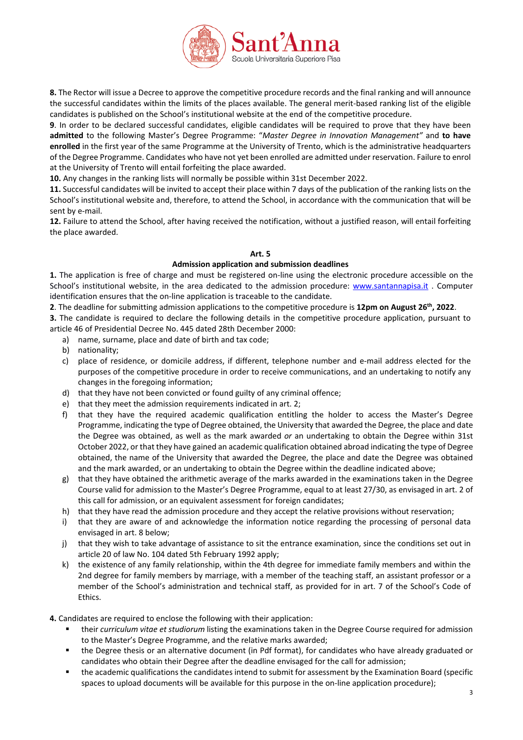**8.** The Rector will issue a Decree to approve the competitive procedure records and the final ranking and will announce the successful candidates within the limits of the places available. The general merit-based ranking list of the eligible candidates is published on the School's institutional website at the end of the competitive procedure.

**9**. In order to be declared successful candidates, eligible candidates will be required to prove that they have been **admitted** to the following Master's Degree Programme: "*Master Degree in Innovation Management"* and **to have enrolled** in the first year of the same Programme at the University of Trento, which is the administrative headquarters of the Degree Programme. Candidates who have not yet been enrolled are admitted under reservation. Failure to enrol at the University of Trento will entail forfeiting the place awarded.

**10.** Any changes in the ranking lists will normally be possible within 31st December 2022.

**11.** Successful candidates will be invited to accept their place within 7 days of the publication of the ranking lists on the School's institutional website and, therefore, to attend the School, in accordance with the communication that will be sent by e-mail.

**12.** Failure to attend the School, after having received the notification, without a justified reason, will entail forfeiting the place awarded.

### Art. 5
### Admission application and submission deadlines

**1.** The application is free of charge and must be registered on-line using the electronic procedure accessible on the School's institutional website, in the area dedicated to the admission procedure: [www.santannapisa.it](http://www.santannapisa.it) . Computer identification ensures that the on-line application is traceable to the candidate.

**2**. The deadline for submitting admission applications to the competitive procedure is **12pm on August 26th, 2022**.

**3.** The candidate is required to declare the following details in the competitive procedure application, pursuant to article 46 of Presidential Decree No. 445 dated 28th December 2000:

a) name, surname, place and date of birth and tax code;
b) nationality;
c) place of residence, or domicile address, if different, telephone number and e-mail address elected for the purposes of the competitive procedure in order to receive communications, and an undertaking to notify any changes in the foregoing information;
d) that they have not been convicted or found guilty of any criminal offence;
e) that they meet the admission requirements indicated in art. 2;
f) that they have the required academic qualification entitling the holder to access the Master's Degree Programme, indicating the type of Degree obtained, the University that awarded the Degree, the place and date the Degree was obtained, as well as the mark awarded *or* an undertaking to obtain the Degree within 31st October 2022, or that they have gained an academic qualification obtained abroad indicating the type of Degree obtained, the name of the University that awarded the Degree, the place and date the Degree was obtained and the mark awarded, or an undertaking to obtain the Degree within the deadline indicated above;
g) that they have obtained the arithmetic average of the marks awarded in the examinations taken in the Degree Course valid for admission to the Master's Degree Programme, equal to at least 27/30, as envisaged in art. 2 of this call for admission, or an equivalent assessment for foreign candidates;
h) that they have read the admission procedure and they accept the relative provisions without reservation;
i) that they are aware of and acknowledge the information notice regarding the processing of personal data envisaged in art. 8 below;
j) that they wish to take advantage of assistance to sit the entrance examination, since the conditions set out in article 20 of law No. 104 dated 5th February 1992 apply;
k) the existence of any family relationship, within the 4th degree for immediate family members and within the 2nd degree for family members by marriage, with a member of the teaching staff, an assistant professor or a member of the School's administration and technical staff, as provided for in art. 7 of the School's Code of Ethics.

**4.** Candidates are required to enclose the following with their application:

- their *curriculum vitae et studiorum* listing the examinations taken in the Degree Course required for admission to the Master's Degree Programme, and the relative marks awarded;
- the Degree thesis or an alternative document (in Pdf format), for candidates who have already graduated or candidates who obtain their Degree after the deadline envisaged for the call for admission;
- the academic qualifications the candidates intend to submit for assessment by the Examination Board (specific spaces to upload documents will be available for this purpose in the on-line application procedure);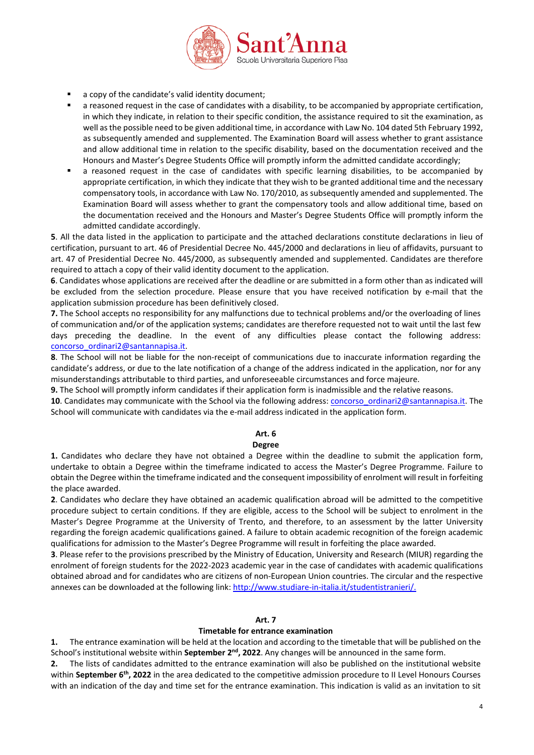- a copy of the candidate's valid identity document;
- a reasoned request in the case of candidates with a disability, to be accompanied by appropriate certification, in which they indicate, in relation to their specific condition, the assistance required to sit the examination, as well as the possible need to be given additional time, in accordance with Law No. 104 dated 5th February 1992, as subsequently amended and supplemented. The Examination Board will assess whether to grant assistance and allow additional time in relation to the specific disability, based on the documentation received and the Honours and Master's Degree Students Office will promptly inform the admitted candidate accordingly;
- a reasoned request in the case of candidates with specific learning disabilities, to be accompanied by appropriate certification, in which they indicate that they wish to be granted additional time and the necessary compensatory tools, in accordance with Law No. 170/2010, as subsequently amended and supplemented. The Examination Board will assess whether to grant the compensatory tools and allow additional time, based on the documentation received and the Honours and Master's Degree Students Office will promptly inform the admitted candidate accordingly.

**5**. All the data listed in the application to participate and the attached declarations constitute declarations in lieu of certification, pursuant to art. 46 of Presidential Decree No. 445/2000 and declarations in lieu of affidavits, pursuant to art. 47 of Presidential Decree No. 445/2000, as subsequently amended and supplemented. Candidates are therefore required to attach a copy of their valid identity document to the application.

**6**. Candidates whose applications are received after the deadline or are submitted in a form other than as indicated will be excluded from the selection procedure. Please ensure that you have received notification by e-mail that the application submission procedure has been definitively closed.

**7.** The School accepts no responsibility for any malfunctions due to technical problems and/or the overloading of lines of communication and/or of the application systems; candidates are therefore requested not to wait until the last few days preceding the deadline. In the event of any difficulties please contact the following address: concorso_ordinari2@santannapisa.it.

**8**. The School will not be liable for the non-receipt of communications due to inaccurate information regarding the candidate's address, or due to the late notification of a change of the address indicated in the application, nor for any misunderstandings attributable to third parties, and unforeseeable circumstances and force majeure.

**9.** The School will promptly inform candidates if their application form is inadmissible and the relative reasons.

**10**. Candidates may communicate with the School via the following address: concorso_ordinari2@santannapisa.it. The School will communicate with candidates via the e-mail address indicated in the application form.

## Art. 6
## Degree

**1.** Candidates who declare they have not obtained a Degree within the deadline to submit the application form, undertake to obtain a Degree within the timeframe indicated to access the Master's Degree Programme. Failure to obtain the Degree within the timeframe indicated and the consequent impossibility of enrolment will result in forfeiting the place awarded.

**2**. Candidates who declare they have obtained an academic qualification abroad will be admitted to the competitive procedure subject to certain conditions. If they are eligible, access to the School will be subject to enrolment in the Master's Degree Programme at the University of Trento, and therefore, to an assessment by the latter University regarding the foreign academic qualifications gained. A failure to obtain academic recognition of the foreign academic qualifications for admission to the Master's Degree Programme will result in forfeiting the place awarded.

**3**. Please refer to the provisions prescribed by the Ministry of Education, University and Research (MIUR) regarding the enrolment of foreign students for the 2022-2023 academic year in the case of candidates with academic qualifications obtained abroad and for candidates who are citizens of non-European Union countries. The circular and the respective annexes can be downloaded at the following link: http://www.studiare-in-italia.it/studentistranieri/.

## Art. 7
## Timetable for entrance examination

**1.** The entrance examination will be held at the location and according to the timetable that will be published on the School's institutional website within **September 2nd, 2022**. Any changes will be announced in the same form.

**2.** The lists of candidates admitted to the entrance examination will also be published on the institutional website within **September 6th, 2022** in the area dedicated to the competitive admission procedure to II Level Honours Courses with an indication of the day and time set for the entrance examination. This indication is valid as an invitation to sit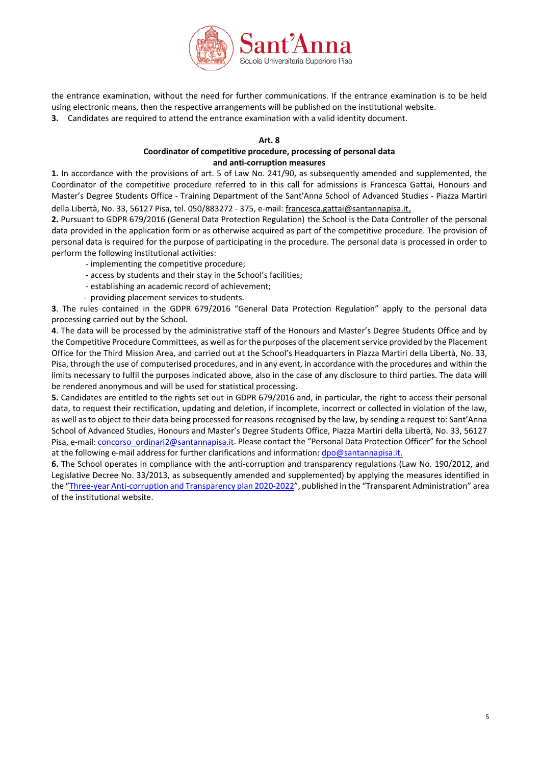the entrance examination, without the need for further communications. If the entrance examination is to be held using electronic means, then the respective arrangements will be published on the institutional website.

**3.** Candidates are required to attend the entrance examination with a valid identity document.

**Art. 8**

**Coordinator of competitive procedure, processing of personal data and anti-corruption measures**

**1.** In accordance with the provisions of art. 5 of Law No. 241/90, as subsequently amended and supplemented, the Coordinator of the competitive procedure referred to in this call for admissions is Francesca Gattai, Honours and Master's Degree Students Office - Training Department of the Sant'Anna School of Advanced Studies - Piazza Martiri della Libertà, No. 33, 56127 Pisa, tel. 050/883272 - 375, e-mail: francesca.gattai@santannapisa.it.

**2.** Pursuant to GDPR 679/2016 (General Data Protection Regulation) the School is the Data Controller of the personal data provided in the application form or as otherwise acquired as part of the competitive procedure. The provision of personal data is required for the purpose of participating in the procedure. The personal data is processed in order to perform the following institutional activities:

- implementing the competitive procedure;
- access by students and their stay in the School's facilities;
- establishing an academic record of achievement;
- providing placement services to students.

**3**. The rules contained in the GDPR 679/2016 "General Data Protection Regulation" apply to the personal data processing carried out by the School.

**4**. The data will be processed by the administrative staff of the Honours and Master's Degree Students Office and by the Competitive Procedure Committees, as well as for the purposes of the placement service provided by the Placement Office for the Third Mission Area, and carried out at the School's Headquarters in Piazza Martiri della Libertà, No. 33, Pisa, through the use of computerised procedures, and in any event, in accordance with the procedures and within the limits necessary to fulfil the purposes indicated above, also in the case of any disclosure to third parties. The data will be rendered anonymous and will be used for statistical processing.

**5.** Candidates are entitled to the rights set out in GDPR 679/2016 and, in particular, the right to access their personal data, to request their rectification, updating and deletion, if incomplete, incorrect or collected in violation of the law, as well as to object to their data being processed for reasons recognised by the law, by sending a request to: Sant'Anna School of Advanced Studies, Honours and Master's Degree Students Office, Piazza Martiri della Libertà, No. 33, 56127 Pisa, e-mail: concorso_ordinari2@santannapisa.it. Please contact the "Personal Data Protection Officer" for the School at the following e-mail address for further clarifications and information: dpo@santannapisa.it.

**6.** The School operates in compliance with the anti-corruption and transparency regulations (Law No. 190/2012, and Legislative Decree No. 33/2013, as subsequently amended and supplemented) by applying the measures identified in the "Three-year Anti-corruption and Transparency plan 2020-2022", published in the "Transparent Administration" area of the institutional website.